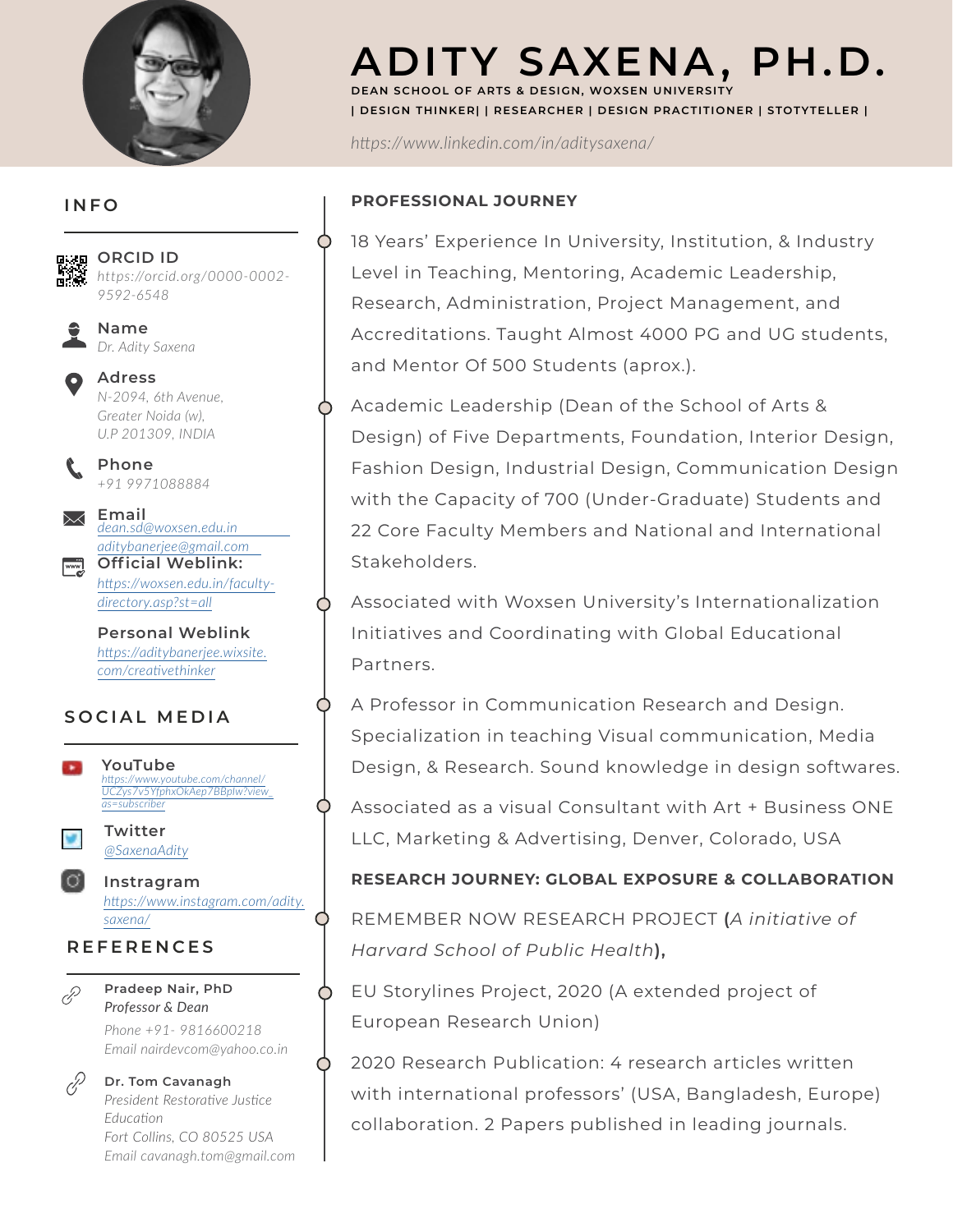# ADITY SAXENA, PH.D.

**DEAN SCHOOL OF ARTS & DESIGN, WOXSEN UNIVERSITY**

**| DESIGN THINKER| | RESEARCHER | DESIGN PRACTITIONER | STOTYTELLER |**

*https://www.linkedin.com/in/adityasaxena/*

## INFO

**ORCID ID**
*https://orcid.org/0000-0002-9592-6548*

**Name**
*Dr. Adity Saxena*

**Adress**
*N-2094, 6th Avenue, Greater Noida (w), U.P 201309, INDIA*

**Phone**
*+91 9971088884*

**Email**
*dean.sd@woxsen.edu.in*
*adityabanerjee@gmail.com*

**Official Weblink:**
*https://woxsen.edu.in/faculty-directory.asp?st=all*

**Personal Weblink**
*https://adityabanerjee.wixsite.com/creativethinker*

## SOCIAL MEDIA

**YouTube**
*https://www.youtube.com/channel/UCZys7v5YfphxOkAep7BBplw?view_as=subscriber*

**Twitter**
*@SaxenaAdity*

**Instragram**
*https://www.instagram.com/adity.saxena/*

## REFERENCES

**Pradeep Nair, PhD**
*Professor & Dean*
*Phone +91- 9816600218*
*Email nairdevcom@yahoo.co.in*

**Dr. Tom Cavanagh**
*President Restorative Justice Education*
*Fort Collins, CO 80525 USA*
*Email cavanagh.tom@gmail.com*

## PROFESSIONAL JOURNEY

- 18 Years' Experience In University, Institution, & Industry Level in Teaching, Mentoring, Academic Leadership, Research, Administration, Project Management, and Accreditations. Taught Almost 4000 PG and UG students, and Mentor Of 500 Students (aprox.).
- Academic Leadership (Dean of the School of Arts & Design) of Five Departments, Foundation, Interior Design, Fashion Design, Industrial Design, Communication Design with the Capacity of 700 (Under-Graduate) Students and 22 Core Faculty Members and National and International Stakeholders.
- Associated with Woxsen University's Internationalization Initiatives and Coordinating with Global Educational Partners.
- A Professor in Communication Research and Design. Specialization in teaching Visual communication, Media Design, & Research. Sound knowledge in design softwares.
- Associated as a visual Consultant with Art + Business ONE LLC, Marketing & Advertising, Denver, Colorado, USA

## RESEARCH JOURNEY: GLOBAL EXPOSURE & COLLABORATION

- REMEMBER NOW RESEARCH PROJECT **(***A initiative of Harvard School of Public Health***),**
- EU Storylines Project, 2020 (A extended project of European Research Union)
- 2020 Research Publication: 4 research articles written with international professors' (USA, Bangladesh, Europe) collaboration. 2 Papers published in leading journals.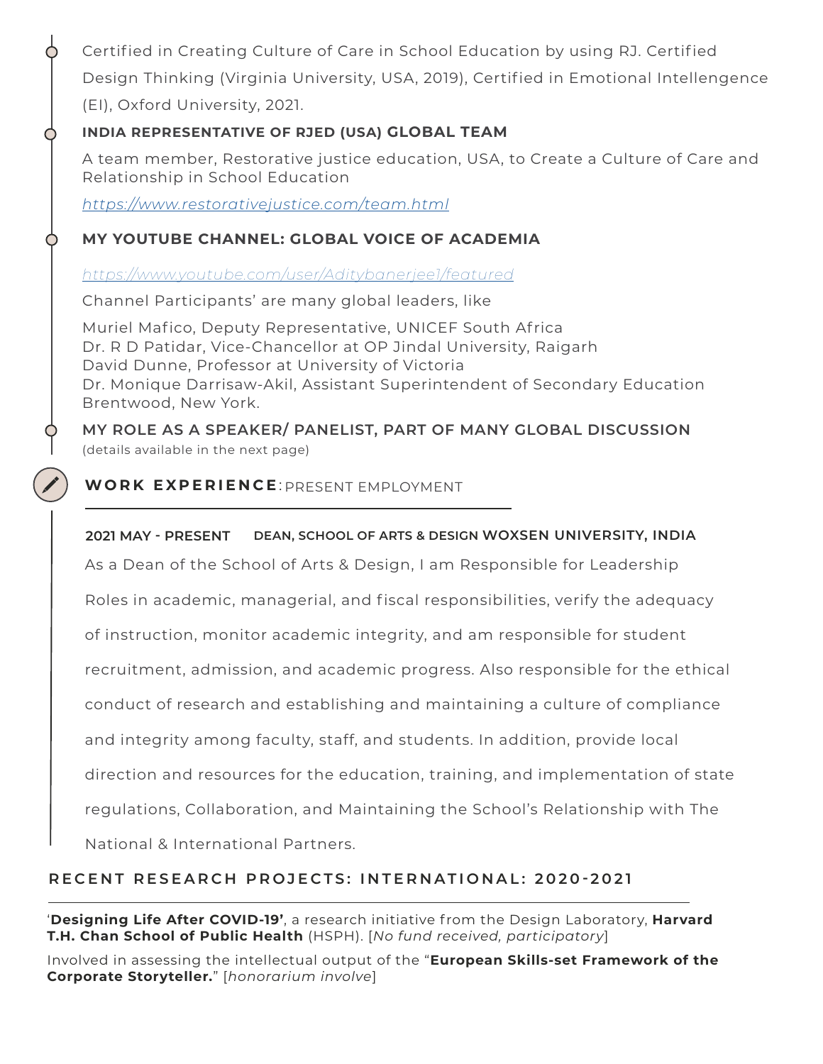Certified in Creating Culture of Care in School Education by using RJ. Certified Design Thinking (Virginia University, USA, 2019), Certified in Emotional Intellengence (EI), Oxford University, 2021.

### INDIA REPRESENTATIVE OF RJED (USA) GLOBAL TEAM

A team member, Restorative justice education, USA, to Create a Culture of Care and Relationship in School Education

*https://www.restorativejustice.com/team.html*

### MY YOUTUBE CHANNEL: GLOBAL VOICE OF ACADEMIA

*https://www.youtube.com/user/Aditybanerjee1/featured*

Channel Participants' are many global leaders, like

Muriel Mafico, Deputy Representative, UNICEF South Africa
Dr. R D Patidar, Vice-Chancellor at OP Jindal University, Raigarh
David Dunne, Professor at University of Victoria
Dr. Monique Darrisaw-Akil, Assistant Superintendent of Secondary Education Brentwood, New York.

### MY ROLE AS A SPEAKER/ PANELIST, PART OF MANY GLOBAL DISCUSSION

(details available in the next page)

## WORK EXPERIENCE: PRESENT EMPLOYMENT

**2021 MAY - PRESENT** **DEAN, SCHOOL OF ARTS & DESIGN WOXSEN UNIVERSITY, INDIA**

As a Dean of the School of Arts & Design, I am Responsible for Leadership Roles in academic, managerial, and fiscal responsibilities, verify the adequacy of instruction, monitor academic integrity, and am responsible for student recruitment, admission, and academic progress. Also responsible for the ethical conduct of research and establishing and maintaining a culture of compliance and integrity among faculty, staff, and students. In addition, provide local direction and resources for the education, training, and implementation of state regulations, Collaboration, and Maintaining the School's Relationship with The National & International Partners.

## RECENT RESEARCH PROJECTS: INTERNATIONAL: 2020-2021

'**Designing Life After COVID-19'**, a research initiative from the Design Laboratory, **Harvard T.H. Chan School of Public Health** (HSPH). [*No fund received, participatory*]

Involved in assessing the intellectual output of the "**European Skills-set Framework of the Corporate Storyteller.**" [*honorarium involve*]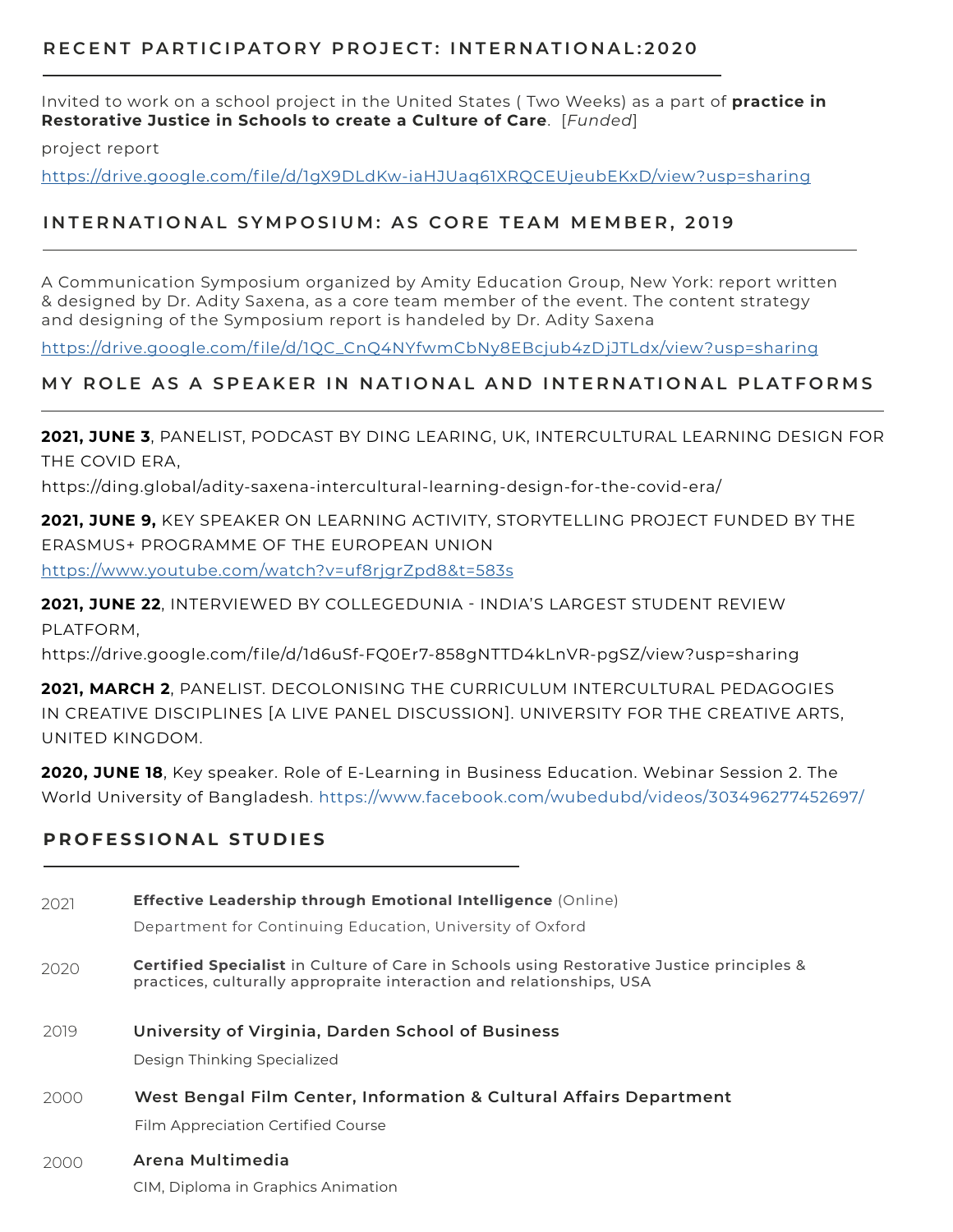## RECENT PARTICIPATORY PROJECT: INTERNATIONAL:2020

Invited to work on a school project in the United States ( Two Weeks) as a part of **practice in Restorative Justice in Schools to create a Culture of Care**. [*Funded*]

project report

https://drive.google.com/file/d/1gX9DLdKw-iaHJUaq61XRQCEUjeubEKxD/view?usp=sharing

## INTERNATIONAL SYMPOSIUM: AS CORE TEAM MEMBER, 2019

A Communication Symposium organized by Amity Education Group, New York: report written & designed by Dr. Adity Saxena, as a core team member of the event. The content strategy and designing of the Symposium report is handeled by Dr. Adity Saxena

https://drive.google.com/file/d/1QC_CnQ4NYfwmCbNy8EBcjub4zDjJTLdx/view?usp=sharing

## MY ROLE AS A SPEAKER IN NATIONAL AND INTERNATIONAL PLATFORMS

**2021, JUNE 3**, PANELIST, PODCAST BY DING LEARING, UK, INTERCULTURAL LEARNING DESIGN FOR THE COVID ERA,

https://ding.global/adity-saxena-intercultural-learning-design-for-the-covid-era/

**2021, JUNE 9,** KEY SPEAKER ON LEARNING ACTIVITY, STORYTELLING PROJECT FUNDED BY THE ERASMUS+ PROGRAMME OF THE EUROPEAN UNION

https://www.youtube.com/watch?v=uf8rjgrZpd8&t=583s

**2021, JUNE 22**, INTERVIEWED BY COLLEGEDUNIA - INDIA'S LARGEST STUDENT REVIEW PLATFORM,

https://drive.google.com/file/d/1d6uSf-FQ0Er7-858gNTTD4kLnVR-pgSZ/view?usp=sharing

**2021, MARCH 2**, PANELIST. DECOLONISING THE CURRICULUM INTERCULTURAL PEDAGOGIES IN CREATIVE DISCIPLINES [A LIVE PANEL DISCUSSION]. UNIVERSITY FOR THE CREATIVE ARTS, UNITED KINGDOM.

**2020, JUNE 18**, Key speaker. Role of E-Learning in Business Education. Webinar Session 2. The World University of Bangladesh. https://www.facebook.com/wubedubd/videos/303496277452697/

## PROFESSIONAL STUDIES

2021 — **Effective Leadership through Emotional Intelligence** (Online)
Department for Continuing Education, University of Oxford

2020 — **Certified Specialist** in Culture of Care in Schools using Restorative Justice principles & practices, culturally appropraite interaction and relationships, USA

2019 — **University of Virginia, Darden School of Business**
Design Thinking Specialized

2000 — **West Bengal Film Center, Information & Cultural Affairs Department**
Film Appreciation Certified Course

2000 — **Arena Multimedia**
CIM, Diploma in Graphics Animation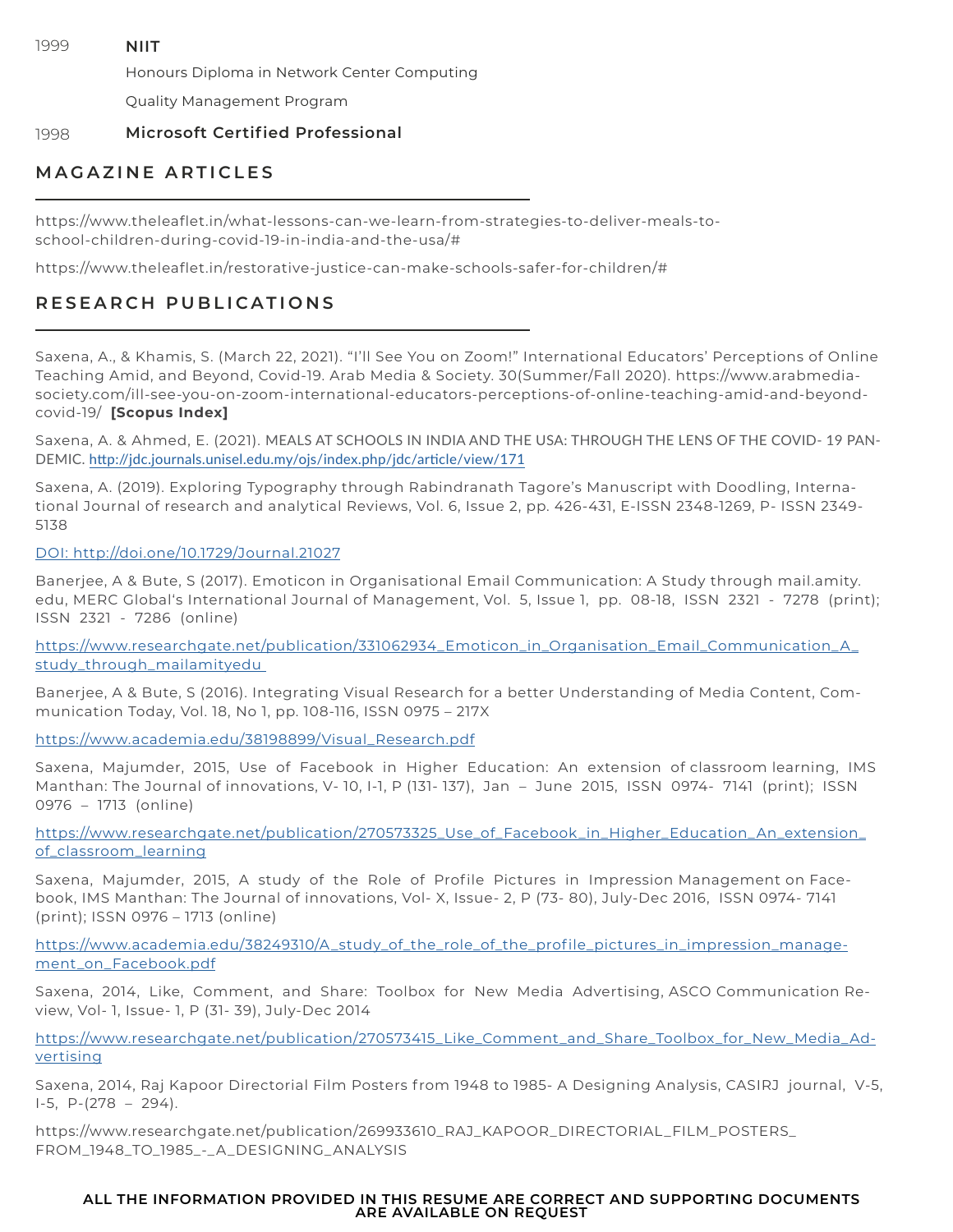1999 **NIIT**

Honours Diploma in Network Center Computing

Quality Management Program

1998 **Microsoft Certified Professional**

## MAGAZINE ARTICLES

https://www.theleaflet.in/what-lessons-can-we-learn-from-strategies-to-deliver-meals-to-school-children-during-covid-19-in-india-and-the-usa/#

https://www.theleaflet.in/restorative-justice-can-make-schools-safer-for-children/#

## RESEARCH PUBLICATIONS

Saxena, A., & Khamis, S. (March 22, 2021). "I'll See You on Zoom!" International Educators' Perceptions of Online Teaching Amid, and Beyond, Covid-19. Arab Media & Society. 30(Summer/Fall 2020). https://www.arabmedia-society.com/ill-see-you-on-zoom-international-educators-perceptions-of-online-teaching-amid-and-beyond-covid-19/ **[Scopus Index]**

Saxena, A. & Ahmed, E. (2021). MEALS AT SCHOOLS IN INDIA AND THE USA: THROUGH THE LENS OF THE COVID- 19 PANDEMIC. http://jdc.journals.unisel.edu.my/ojs/index.php/jdc/article/view/171

Saxena, A. (2019). Exploring Typography through Rabindranath Tagore's Manuscript with Doodling, International Journal of research and analytical Reviews, Vol. 6, Issue 2, pp. 426-431, E-ISSN 2348-1269, P- ISSN 2349-5138

DOI: http://doi.one/10.1729/Journal.21027

Banerjee, A & Bute, S (2017). Emoticon in Organisational Email Communication: A Study through mail.amity.edu, MERC Global's International Journal of Management, Vol. 5, Issue 1, pp. 08-18, ISSN 2321 - 7278 (print); ISSN 2321 - 7286 (online)

https://www.researchgate.net/publication/331062934_Emoticon_in_Organisation_Email_Communication_A_study_through_mailamityedu

Banerjee, A & Bute, S (2016). Integrating Visual Research for a better Understanding of Media Content, Communication Today, Vol. 18, No 1, pp. 108-116, ISSN 0975 – 217X

https://www.academia.edu/38198899/Visual_Research.pdf

Saxena, Majumder, 2015, Use of Facebook in Higher Education: An extension of classroom learning, IMS Manthan: The Journal of innovations, V- 10, I-1, P (131- 137), Jan – June 2015, ISSN 0974- 7141 (print); ISSN 0976 – 1713 (online)

https://www.researchgate.net/publication/270573325_Use_of_Facebook_in_Higher_Education_An_extension_of_classroom_learning

Saxena, Majumder, 2015, A study of the Role of Profile Pictures in Impression Management on Facebook, IMS Manthan: The Journal of innovations, Vol- X, Issue- 2, P (73- 80), July-Dec 2016, ISSN 0974- 7141 (print); ISSN 0976 – 1713 (online)

https://www.academia.edu/38249310/A_study_of_the_role_of_the_profile_pictures_in_impression_management_on_Facebook.pdf

Saxena, 2014, Like, Comment, and Share: Toolbox for New Media Advertising, ASCO Communication Review, Vol- 1, Issue- 1, P (31- 39), July-Dec 2014

https://www.researchgate.net/publication/270573415_Like_Comment_and_Share_Toolbox_for_New_Media_Advertising

Saxena, 2014, Raj Kapoor Directorial Film Posters from 1948 to 1985- A Designing Analysis, CASIRJ journal, V-5, I-5, P-(278 – 294).

https://www.researchgate.net/publication/269933610_RAJ_KAPOOR_DIRECTORIAL_FILM_POSTERS_FROM_1948_TO_1985_-_A_DESIGNING_ANALYSIS

**ALL THE INFORMATION PROVIDED IN THIS RESUME ARE CORRECT AND SUPPORTING DOCUMENTS ARE AVAILABLE ON REQUEST**